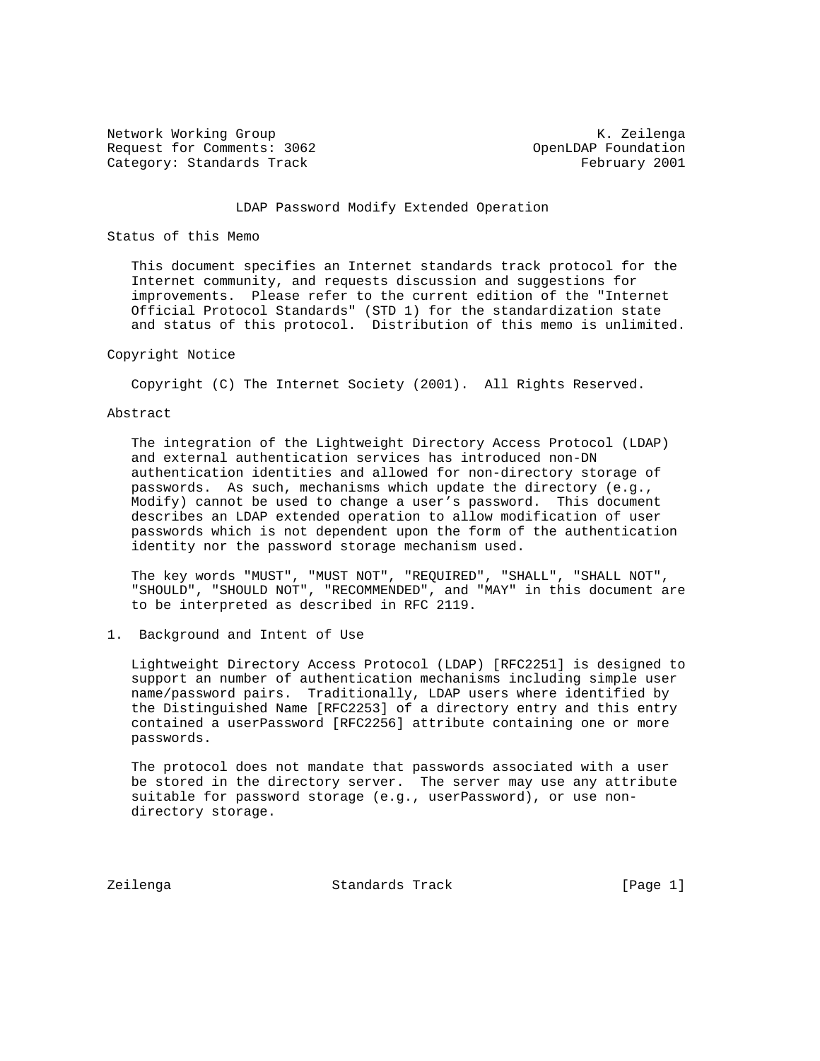Network Working Group K. Zeilenga
Request for Comments: 3062 OpenLDAP Foundation
Category: Standards Track February 2001

# LDAP Password Modify Extended Operation

## Status of this Memo

This document specifies an Internet standards track protocol for the Internet community, and requests discussion and suggestions for improvements. Please refer to the current edition of the "Internet Official Protocol Standards" (STD 1) for the standardization state and status of this protocol. Distribution of this memo is unlimited.

## Copyright Notice

Copyright (C) The Internet Society (2001). All Rights Reserved.

## Abstract

The integration of the Lightweight Directory Access Protocol (LDAP) and external authentication services has introduced non-DN authentication identities and allowed for non-directory storage of passwords. As such, mechanisms which update the directory (e.g., Modify) cannot be used to change a user's password. This document describes an LDAP extended operation to allow modification of user passwords which is not dependent upon the form of the authentication identity nor the password storage mechanism used.

The key words "MUST", "MUST NOT", "REQUIRED", "SHALL", "SHALL NOT", "SHOULD", "SHOULD NOT", "RECOMMENDED", and "MAY" in this document are to be interpreted as described in RFC 2119.

## 1. Background and Intent of Use

Lightweight Directory Access Protocol (LDAP) [RFC2251] is designed to support an number of authentication mechanisms including simple user name/password pairs. Traditionally, LDAP users where identified by the Distinguished Name [RFC2253] of a directory entry and this entry contained a userPassword [RFC2256] attribute containing one or more passwords.

The protocol does not mandate that passwords associated with a user be stored in the directory server. The server may use any attribute suitable for password storage (e.g., userPassword), or use non-directory storage.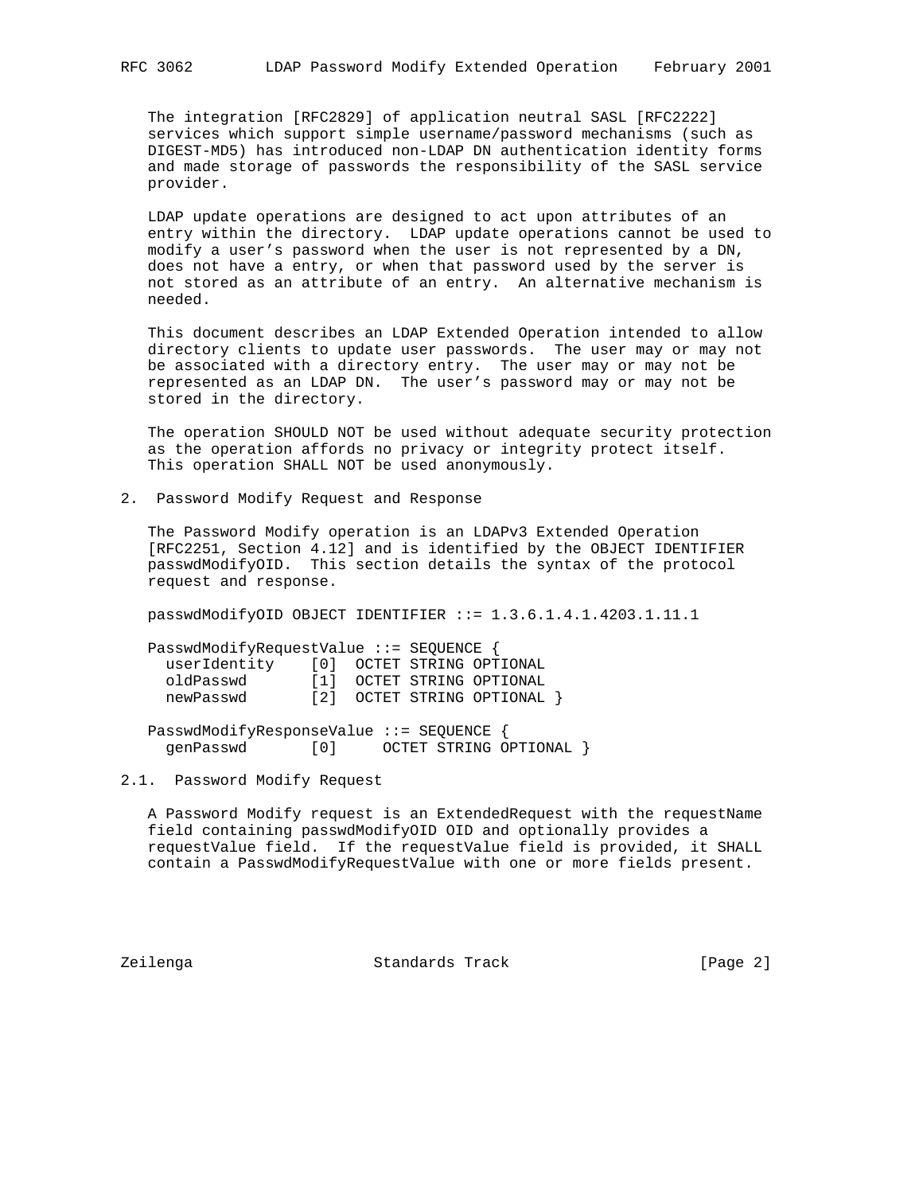The integration [RFC2829] of application neutral SASL [RFC2222] services which support simple username/password mechanisms (such as DIGEST-MD5) has introduced non-LDAP DN authentication identity forms and made storage of passwords the responsibility of the SASL service provider.

LDAP update operations are designed to act upon attributes of an entry within the directory. LDAP update operations cannot be used to modify a user's password when the user is not represented by a DN, does not have a entry, or when that password used by the server is not stored as an attribute of an entry. An alternative mechanism is needed.

This document describes an LDAP Extended Operation intended to allow directory clients to update user passwords. The user may or may not be associated with a directory entry. The user may or may not be represented as an LDAP DN. The user's password may or may not be stored in the directory.

The operation SHOULD NOT be used without adequate security protection as the operation affords no privacy or integrity protect itself. This operation SHALL NOT be used anonymously.

## 2. Password Modify Request and Response

The Password Modify operation is an LDAPv3 Extended Operation [RFC2251, Section 4.12] and is identified by the OBJECT IDENTIFIER passwdModifyOID. This section details the syntax of the protocol request and response.

```
passwdModifyOID OBJECT IDENTIFIER ::= 1.3.6.1.4.1.4203.1.11.1

PasswdModifyRequestValue ::= SEQUENCE {
  userIdentity    [0]  OCTET STRING OPTIONAL
  oldPasswd       [1]  OCTET STRING OPTIONAL
  newPasswd       [2]  OCTET STRING OPTIONAL }

PasswdModifyResponseValue ::= SEQUENCE {
  genPasswd       [0]     OCTET STRING OPTIONAL }
```

### 2.1. Password Modify Request

A Password Modify request is an ExtendedRequest with the requestName field containing passwdModifyOID OID and optionally provides a requestValue field. If the requestValue field is provided, it SHALL contain a PasswdModifyRequestValue with one or more fields present.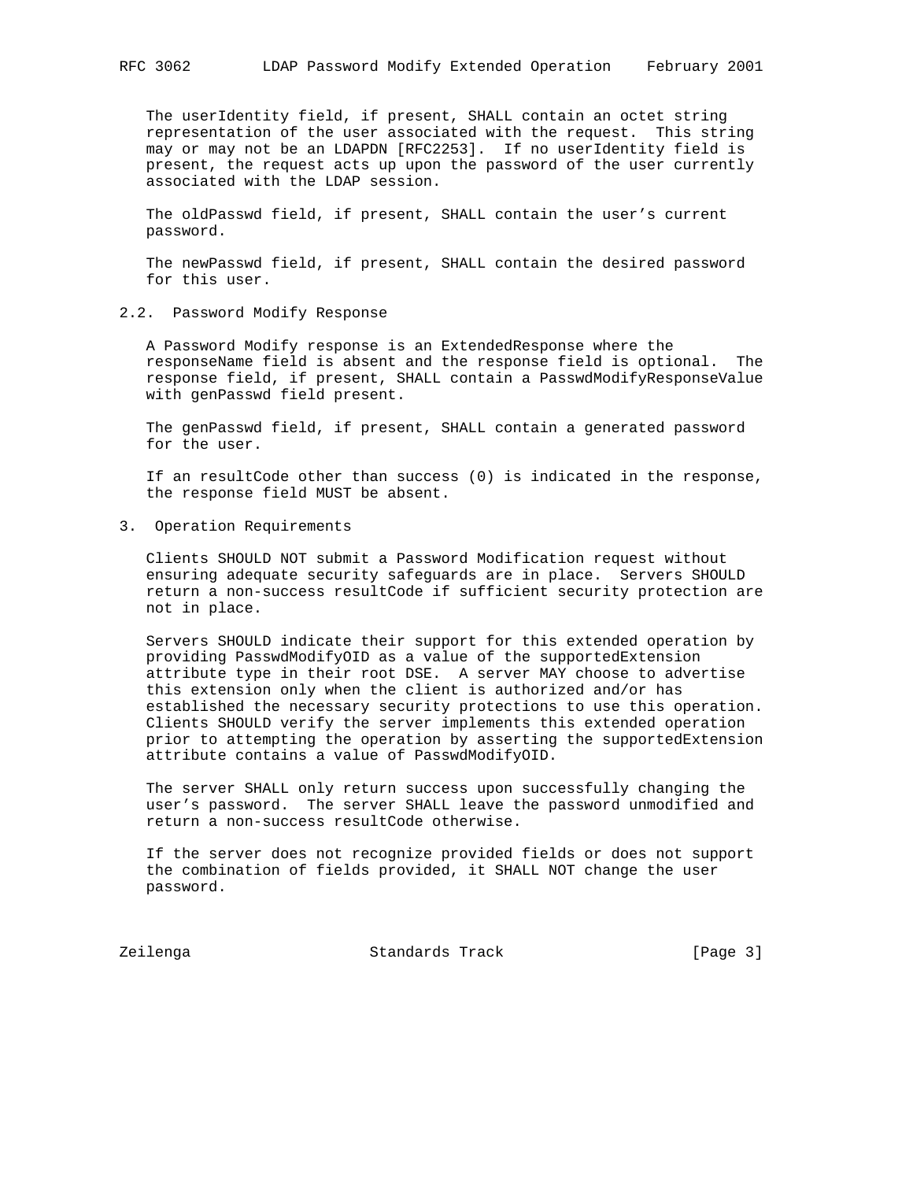The userIdentity field, if present, SHALL contain an octet string representation of the user associated with the request. This string may or may not be an LDAPDN [RFC2253]. If no userIdentity field is present, the request acts up upon the password of the user currently associated with the LDAP session.

The oldPasswd field, if present, SHALL contain the user's current password.

The newPasswd field, if present, SHALL contain the desired password for this user.

## 2.2. Password Modify Response

A Password Modify response is an ExtendedResponse where the responseName field is absent and the response field is optional. The response field, if present, SHALL contain a PasswdModifyResponseValue with genPasswd field present.

The genPasswd field, if present, SHALL contain a generated password for the user.

If an resultCode other than success (0) is indicated in the response, the response field MUST be absent.

# 3. Operation Requirements

Clients SHOULD NOT submit a Password Modification request without ensuring adequate security safeguards are in place. Servers SHOULD return a non-success resultCode if sufficient security protection are not in place.

Servers SHOULD indicate their support for this extended operation by providing PasswdModifyOID as a value of the supportedExtension attribute type in their root DSE. A server MAY choose to advertise this extension only when the client is authorized and/or has established the necessary security protections to use this operation. Clients SHOULD verify the server implements this extended operation prior to attempting the operation by asserting the supportedExtension attribute contains a value of PasswdModifyOID.

The server SHALL only return success upon successfully changing the user's password. The server SHALL leave the password unmodified and return a non-success resultCode otherwise.

If the server does not recognize provided fields or does not support the combination of fields provided, it SHALL NOT change the user password.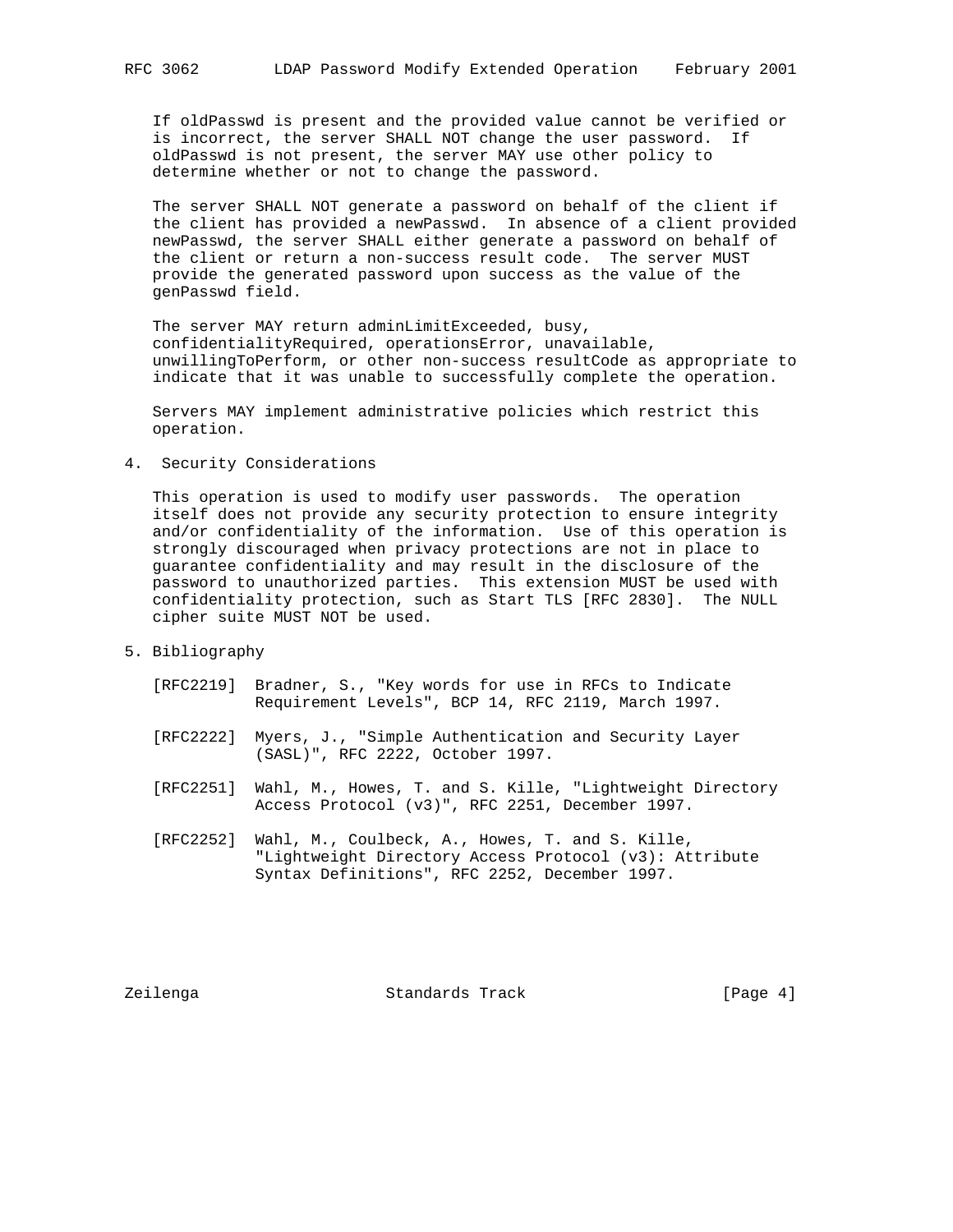If oldPasswd is present and the provided value cannot be verified or is incorrect, the server SHALL NOT change the user password. If oldPasswd is not present, the server MAY use other policy to determine whether or not to change the password.

The server SHALL NOT generate a password on behalf of the client if the client has provided a newPasswd. In absence of a client provided newPasswd, the server SHALL either generate a password on behalf of the client or return a non-success result code. The server MUST provide the generated password upon success as the value of the genPasswd field.

The server MAY return adminLimitExceeded, busy, confidentialityRequired, operationsError, unavailable, unwillingToPerform, or other non-success resultCode as appropriate to indicate that it was unable to successfully complete the operation.

Servers MAY implement administrative policies which restrict this operation.

## 4. Security Considerations

This operation is used to modify user passwords. The operation itself does not provide any security protection to ensure integrity and/or confidentiality of the information. Use of this operation is strongly discouraged when privacy protections are not in place to guarantee confidentiality and may result in the disclosure of the password to unauthorized parties. This extension MUST be used with confidentiality protection, such as Start TLS [RFC 2830]. The NULL cipher suite MUST NOT be used.

## 5. Bibliography

[RFC2219] Bradner, S., "Key words for use in RFCs to Indicate Requirement Levels", BCP 14, RFC 2119, March 1997.

[RFC2222] Myers, J., "Simple Authentication and Security Layer (SASL)", RFC 2222, October 1997.

[RFC2251] Wahl, M., Howes, T. and S. Kille, "Lightweight Directory Access Protocol (v3)", RFC 2251, December 1997.

[RFC2252] Wahl, M., Coulbeck, A., Howes, T. and S. Kille, "Lightweight Directory Access Protocol (v3): Attribute Syntax Definitions", RFC 2252, December 1997.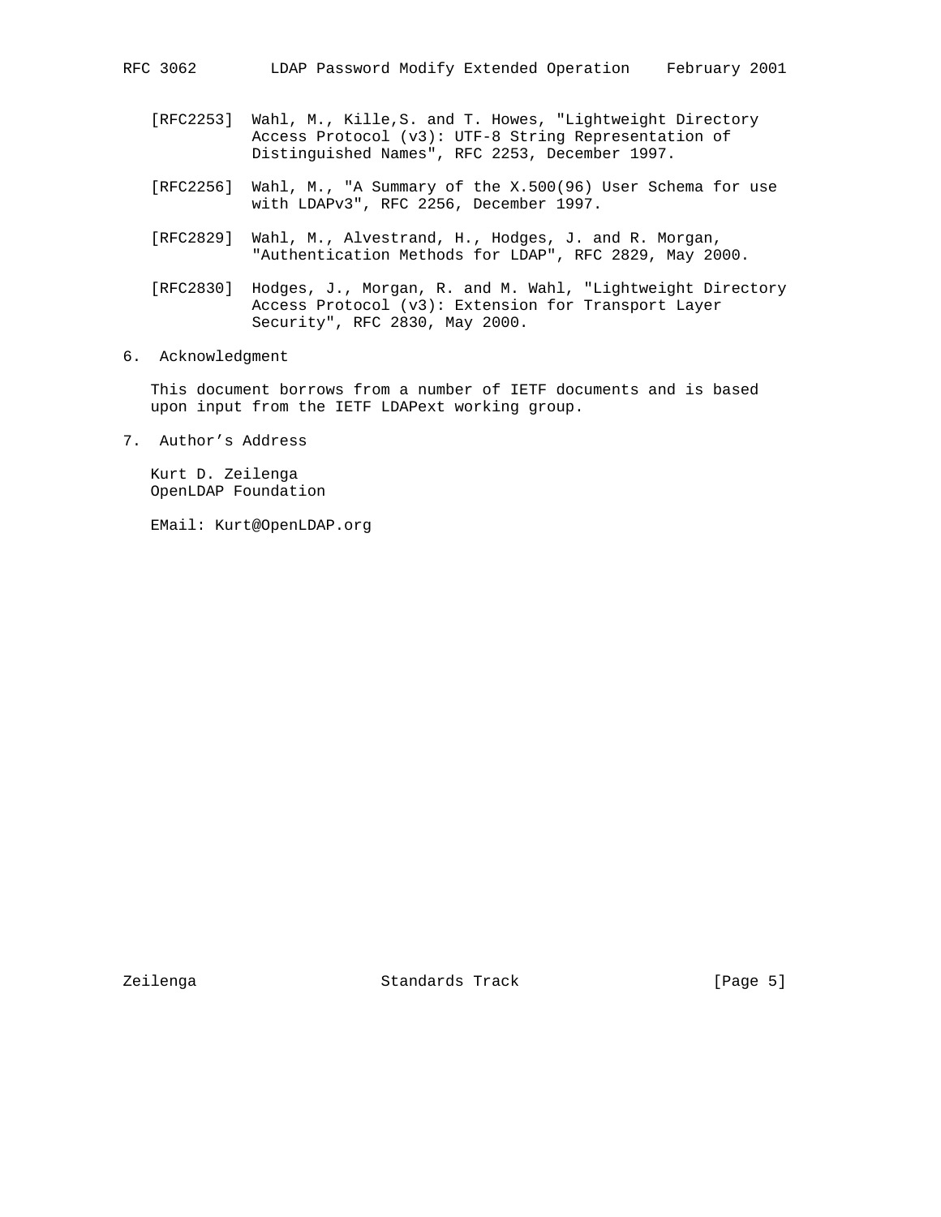[RFC2253] Wahl, M., Kille,S. and T. Howes, "Lightweight Directory Access Protocol (v3): UTF-8 String Representation of Distinguished Names", RFC 2253, December 1997.

[RFC2256] Wahl, M., "A Summary of the X.500(96) User Schema for use with LDAPv3", RFC 2256, December 1997.

[RFC2829] Wahl, M., Alvestrand, H., Hodges, J. and R. Morgan, "Authentication Methods for LDAP", RFC 2829, May 2000.

[RFC2830] Hodges, J., Morgan, R. and M. Wahl, "Lightweight Directory Access Protocol (v3): Extension for Transport Layer Security", RFC 2830, May 2000.

## 6. Acknowledgment

This document borrows from a number of IETF documents and is based upon input from the IETF LDAPext working group.

## 7. Author's Address

Kurt D. Zeilenga
OpenLDAP Foundation

EMail: Kurt@OpenLDAP.org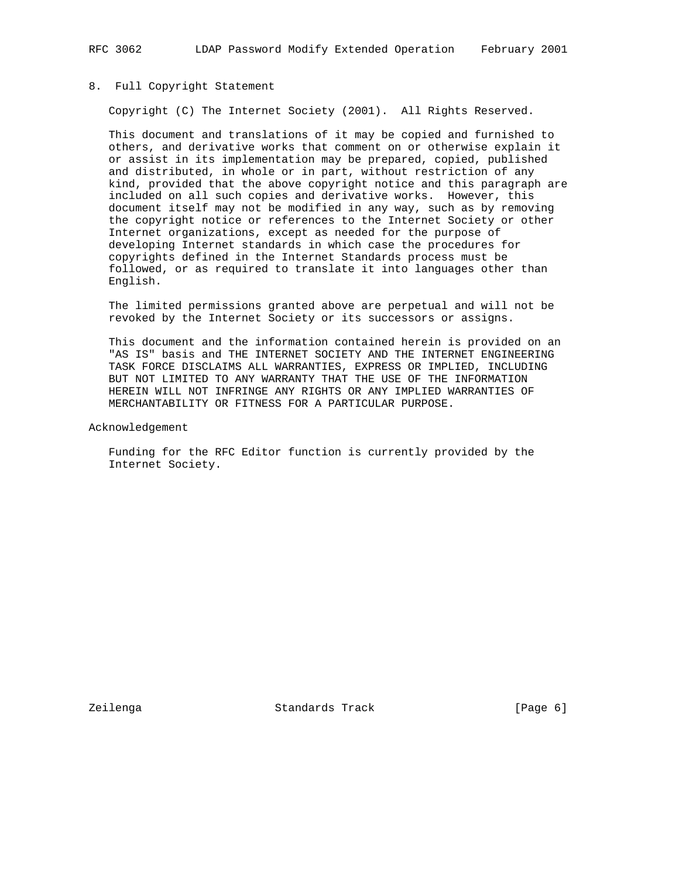## 8. Full Copyright Statement

Copyright (C) The Internet Society (2001). All Rights Reserved.

This document and translations of it may be copied and furnished to others, and derivative works that comment on or otherwise explain it or assist in its implementation may be prepared, copied, published and distributed, in whole or in part, without restriction of any kind, provided that the above copyright notice and this paragraph are included on all such copies and derivative works. However, this document itself may not be modified in any way, such as by removing the copyright notice or references to the Internet Society or other Internet organizations, except as needed for the purpose of developing Internet standards in which case the procedures for copyrights defined in the Internet Standards process must be followed, or as required to translate it into languages other than English.

The limited permissions granted above are perpetual and will not be revoked by the Internet Society or its successors or assigns.

This document and the information contained herein is provided on an "AS IS" basis and THE INTERNET SOCIETY AND THE INTERNET ENGINEERING TASK FORCE DISCLAIMS ALL WARRANTIES, EXPRESS OR IMPLIED, INCLUDING BUT NOT LIMITED TO ANY WARRANTY THAT THE USE OF THE INFORMATION HEREIN WILL NOT INFRINGE ANY RIGHTS OR ANY IMPLIED WARRANTIES OF MERCHANTABILITY OR FITNESS FOR A PARTICULAR PURPOSE.

## Acknowledgement

Funding for the RFC Editor function is currently provided by the Internet Society.